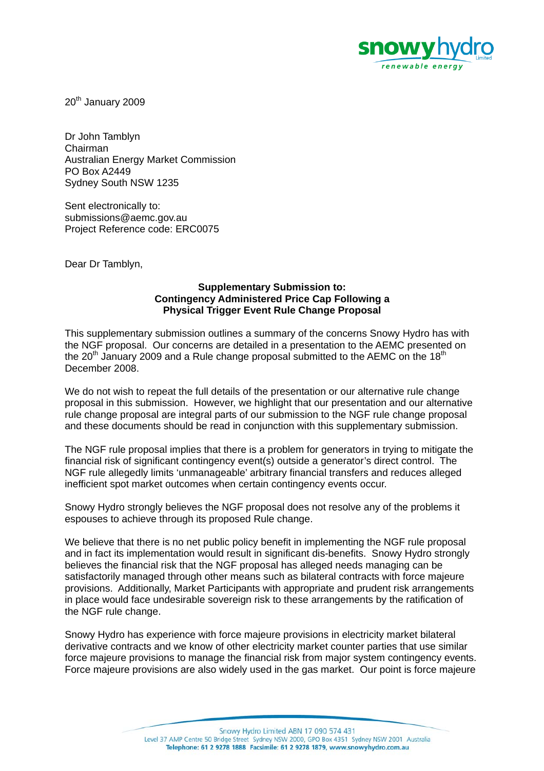20th January 2009

Dr John Tamblyn
Chairman
Australian Energy Market Commission
PO Box A2449
Sydney South NSW 1235

Sent electronically to:
submissions@aemc.gov.au
Project Reference code: ERC0075

Dear Dr Tamblyn,

**Supplementary Submission to:**
**Contingency Administered Price Cap Following a Physical Trigger Event Rule Change Proposal**

This supplementary submission outlines a summary of the concerns Snowy Hydro has with the NGF proposal. Our concerns are detailed in a presentation to the AEMC presented on the 20th January 2009 and a Rule change proposal submitted to the AEMC on the 18th December 2008.

We do not wish to repeat the full details of the presentation or our alternative rule change proposal in this submission. However, we highlight that our presentation and our alternative rule change proposal are integral parts of our submission to the NGF rule change proposal and these documents should be read in conjunction with this supplementary submission.

The NGF rule proposal implies that there is a problem for generators in trying to mitigate the financial risk of significant contingency event(s) outside a generator's direct control. The NGF rule allegedly limits 'unmanageable' arbitrary financial transfers and reduces alleged inefficient spot market outcomes when certain contingency events occur.

Snowy Hydro strongly believes the NGF proposal does not resolve any of the problems it espouses to achieve through its proposed Rule change.

We believe that there is no net public policy benefit in implementing the NGF rule proposal and in fact its implementation would result in significant dis-benefits. Snowy Hydro strongly believes the financial risk that the NGF proposal has alleged needs managing can be satisfactorily managed through other means such as bilateral contracts with force majeure provisions. Additionally, Market Participants with appropriate and prudent risk arrangements in place would face undesirable sovereign risk to these arrangements by the ratification of the NGF rule change.

Snowy Hydro has experience with force majeure provisions in electricity market bilateral derivative contracts and we know of other electricity market counter parties that use similar force majeure provisions to manage the financial risk from major system contingency events. Force majeure provisions are also widely used in the gas market. Our point is force majeure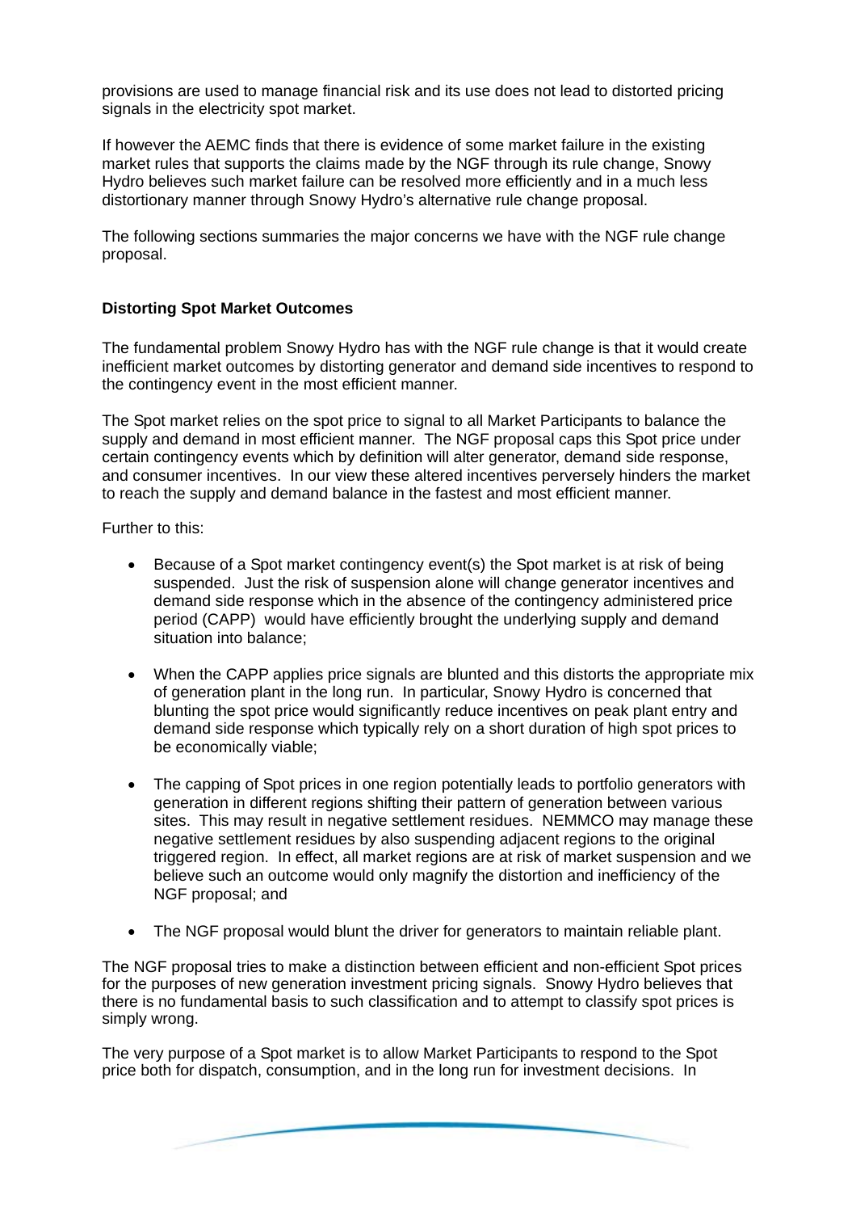provisions are used to manage financial risk and its use does not lead to distorted pricing signals in the electricity spot market.

If however the AEMC finds that there is evidence of some market failure in the existing market rules that supports the claims made by the NGF through its rule change, Snowy Hydro believes such market failure can be resolved more efficiently and in a much less distortionary manner through Snowy Hydro's alternative rule change proposal.

The following sections summaries the major concerns we have with the NGF rule change proposal.

**Distorting Spot Market Outcomes**

The fundamental problem Snowy Hydro has with the NGF rule change is that it would create inefficient market outcomes by distorting generator and demand side incentives to respond to the contingency event in the most efficient manner.

The Spot market relies on the spot price to signal to all Market Participants to balance the supply and demand in most efficient manner. The NGF proposal caps this Spot price under certain contingency events which by definition will alter generator, demand side response, and consumer incentives. In our view these altered incentives perversely hinders the market to reach the supply and demand balance in the fastest and most efficient manner.

Further to this:

- Because of a Spot market contingency event(s) the Spot market is at risk of being suspended. Just the risk of suspension alone will change generator incentives and demand side response which in the absence of the contingency administered price period (CAPP) would have efficiently brought the underlying supply and demand situation into balance;

- When the CAPP applies price signals are blunted and this distorts the appropriate mix of generation plant in the long run. In particular, Snowy Hydro is concerned that blunting the spot price would significantly reduce incentives on peak plant entry and demand side response which typically rely on a short duration of high spot prices to be economically viable;

- The capping of Spot prices in one region potentially leads to portfolio generators with generation in different regions shifting their pattern of generation between various sites. This may result in negative settlement residues. NEMMCO may manage these negative settlement residues by also suspending adjacent regions to the original triggered region. In effect, all market regions are at risk of market suspension and we believe such an outcome would only magnify the distortion and inefficiency of the NGF proposal; and

- The NGF proposal would blunt the driver for generators to maintain reliable plant.

The NGF proposal tries to make a distinction between efficient and non-efficient Spot prices for the purposes of new generation investment pricing signals. Snowy Hydro believes that there is no fundamental basis to such classification and to attempt to classify spot prices is simply wrong.

The very purpose of a Spot market is to allow Market Participants to respond to the Spot price both for dispatch, consumption, and in the long run for investment decisions. In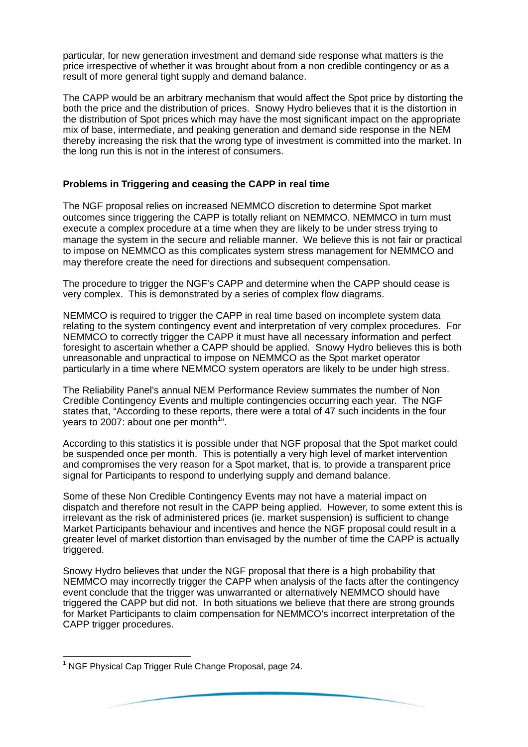particular, for new generation investment and demand side response what matters is the price irrespective of whether it was brought about from a non credible contingency or as a result of more general tight supply and demand balance.

The CAPP would be an arbitrary mechanism that would affect the Spot price by distorting the both the price and the distribution of prices. Snowy Hydro believes that it is the distortion in the distribution of Spot prices which may have the most significant impact on the appropriate mix of base, intermediate, and peaking generation and demand side response in the NEM thereby increasing the risk that the wrong type of investment is committed into the market. In the long run this is not in the interest of consumers.

**Problems in Triggering and ceasing the CAPP in real time**

The NGF proposal relies on increased NEMMCO discretion to determine Spot market outcomes since triggering the CAPP is totally reliant on NEMMCO. NEMMCO in turn must execute a complex procedure at a time when they are likely to be under stress trying to manage the system in the secure and reliable manner. We believe this is not fair or practical to impose on NEMMCO as this complicates system stress management for NEMMCO and may therefore create the need for directions and subsequent compensation.

The procedure to trigger the NGF's CAPP and determine when the CAPP should cease is very complex. This is demonstrated by a series of complex flow diagrams.

NEMMCO is required to trigger the CAPP in real time based on incomplete system data relating to the system contingency event and interpretation of very complex procedures. For NEMMCO to correctly trigger the CAPP it must have all necessary information and perfect foresight to ascertain whether a CAPP should be applied. Snowy Hydro believes this is both unreasonable and unpractical to impose on NEMMCO as the Spot market operator particularly in a time where NEMMCO system operators are likely to be under high stress.

The Reliability Panel's annual NEM Performance Review summates the number of Non Credible Contingency Events and multiple contingencies occurring each year. The NGF states that, "According to these reports, there were a total of 47 such incidents in the four years to 2007: about one per month[1]".

According to this statistics it is possible under that NGF proposal that the Spot market could be suspended once per month. This is potentially a very high level of market intervention and compromises the very reason for a Spot market, that is, to provide a transparent price signal for Participants to respond to underlying supply and demand balance.

Some of these Non Credible Contingency Events may not have a material impact on dispatch and therefore not result in the CAPP being applied. However, to some extent this is irrelevant as the risk of administered prices (ie. market suspension) is sufficient to change Market Participants behaviour and incentives and hence the NGF proposal could result in a greater level of market distortion than envisaged by the number of time the CAPP is actually triggered.

Snowy Hydro believes that under the NGF proposal that there is a high probability that NEMMCO may incorrectly trigger the CAPP when analysis of the facts after the contingency event conclude that the trigger was unwarranted or alternatively NEMMCO should have triggered the CAPP but did not. In both situations we believe that there are strong grounds for Market Participants to claim compensation for NEMMCO's incorrect interpretation of the CAPP trigger procedures.

[1] NGF Physical Cap Trigger Rule Change Proposal, page 24.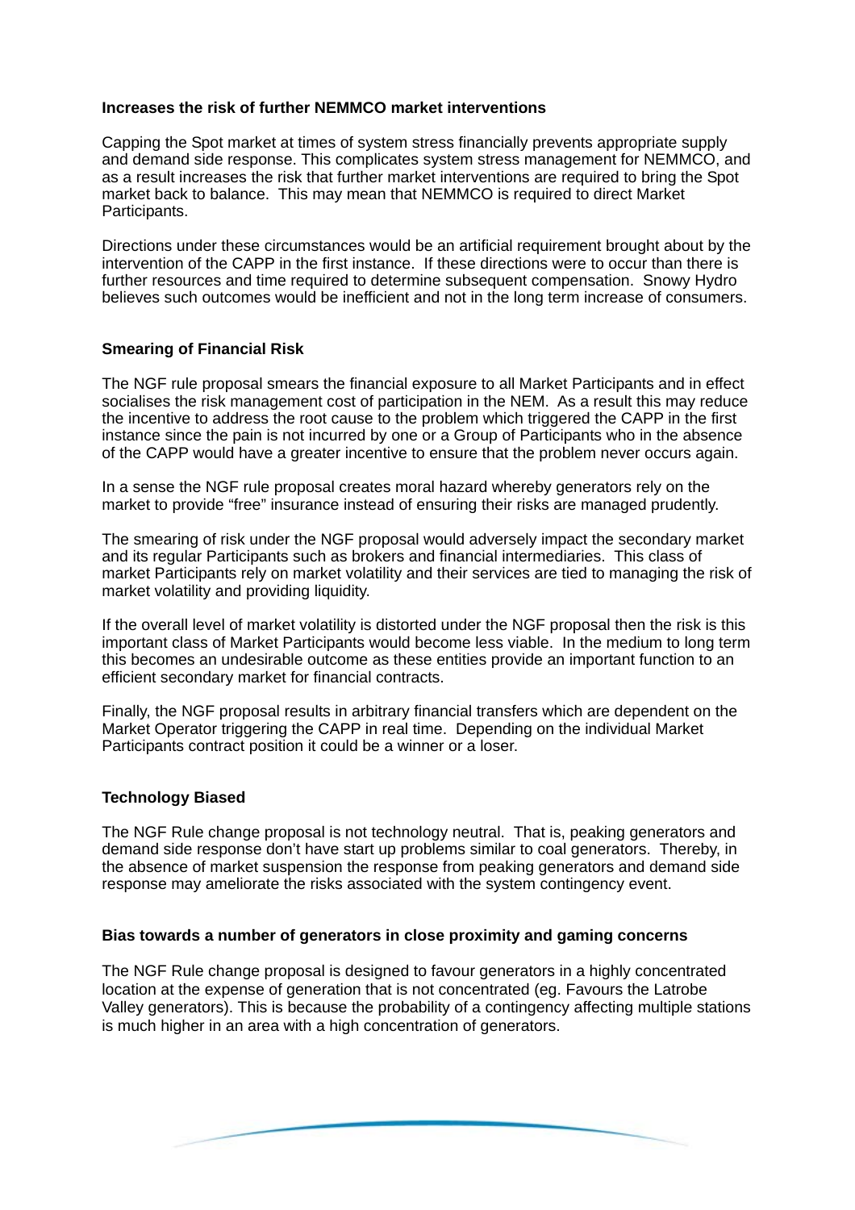**Increases the risk of further NEMMCO market interventions**

Capping the Spot market at times of system stress financially prevents appropriate supply and demand side response. This complicates system stress management for NEMMCO, and as a result increases the risk that further market interventions are required to bring the Spot market back to balance. This may mean that NEMMCO is required to direct Market Participants.

Directions under these circumstances would be an artificial requirement brought about by the intervention of the CAPP in the first instance. If these directions were to occur than there is further resources and time required to determine subsequent compensation. Snowy Hydro believes such outcomes would be inefficient and not in the long term increase of consumers.

**Smearing of Financial Risk**

The NGF rule proposal smears the financial exposure to all Market Participants and in effect socialises the risk management cost of participation in the NEM. As a result this may reduce the incentive to address the root cause to the problem which triggered the CAPP in the first instance since the pain is not incurred by one or a Group of Participants who in the absence of the CAPP would have a greater incentive to ensure that the problem never occurs again.

In a sense the NGF rule proposal creates moral hazard whereby generators rely on the market to provide "free" insurance instead of ensuring their risks are managed prudently.

The smearing of risk under the NGF proposal would adversely impact the secondary market and its regular Participants such as brokers and financial intermediaries. This class of market Participants rely on market volatility and their services are tied to managing the risk of market volatility and providing liquidity.

If the overall level of market volatility is distorted under the NGF proposal then the risk is this important class of Market Participants would become less viable. In the medium to long term this becomes an undesirable outcome as these entities provide an important function to an efficient secondary market for financial contracts.

Finally, the NGF proposal results in arbitrary financial transfers which are dependent on the Market Operator triggering the CAPP in real time. Depending on the individual Market Participants contract position it could be a winner or a loser.

**Technology Biased**

The NGF Rule change proposal is not technology neutral. That is, peaking generators and demand side response don't have start up problems similar to coal generators. Thereby, in the absence of market suspension the response from peaking generators and demand side response may ameliorate the risks associated with the system contingency event.

**Bias towards a number of generators in close proximity and gaming concerns**

The NGF Rule change proposal is designed to favour generators in a highly concentrated location at the expense of generation that is not concentrated (eg. Favours the Latrobe Valley generators). This is because the probability of a contingency affecting multiple stations is much higher in an area with a high concentration of generators.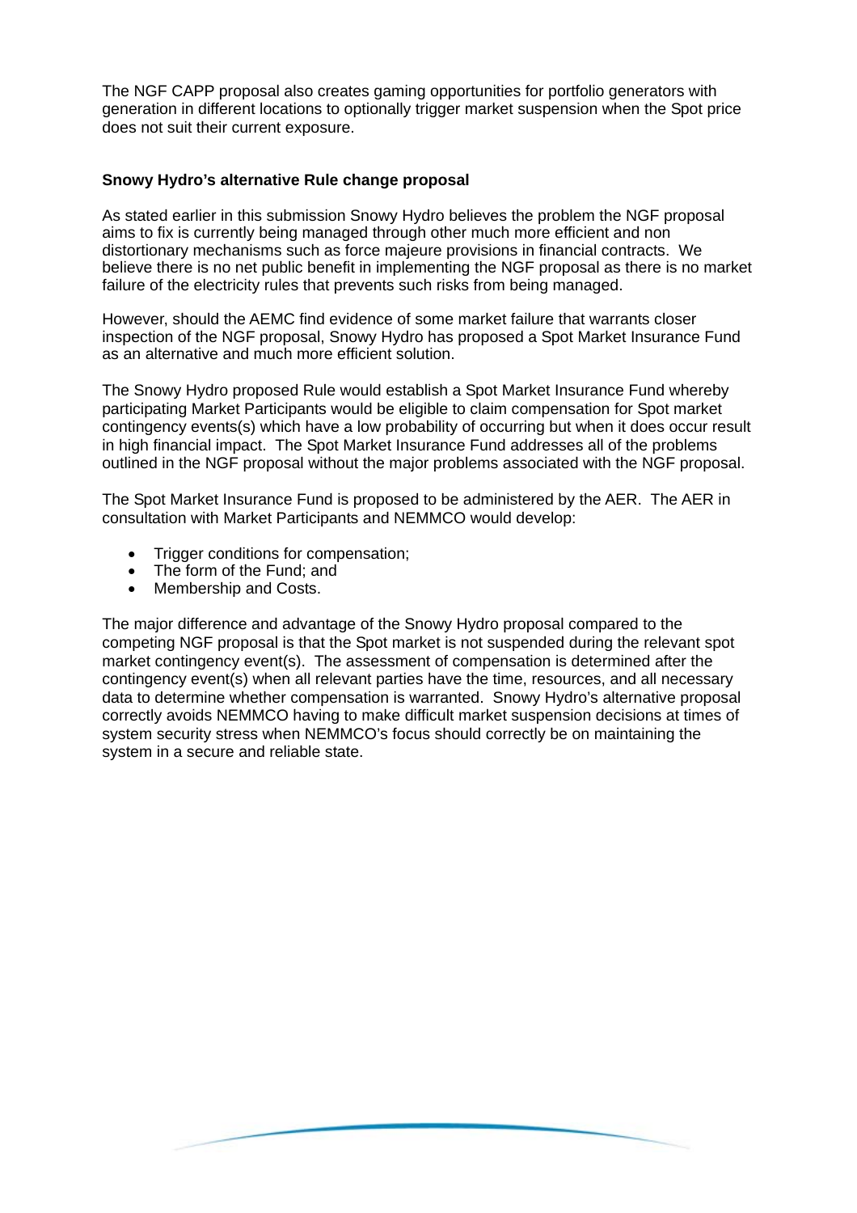The NGF CAPP proposal also creates gaming opportunities for portfolio generators with generation in different locations to optionally trigger market suspension when the Spot price does not suit their current exposure.

**Snowy Hydro's alternative Rule change proposal**

As stated earlier in this submission Snowy Hydro believes the problem the NGF proposal aims to fix is currently being managed through other much more efficient and non distortionary mechanisms such as force majeure provisions in financial contracts. We believe there is no net public benefit in implementing the NGF proposal as there is no market failure of the electricity rules that prevents such risks from being managed.

However, should the AEMC find evidence of some market failure that warrants closer inspection of the NGF proposal, Snowy Hydro has proposed a Spot Market Insurance Fund as an alternative and much more efficient solution.

The Snowy Hydro proposed Rule would establish a Spot Market Insurance Fund whereby participating Market Participants would be eligible to claim compensation for Spot market contingency events(s) which have a low probability of occurring but when it does occur result in high financial impact. The Spot Market Insurance Fund addresses all of the problems outlined in the NGF proposal without the major problems associated with the NGF proposal.

The Spot Market Insurance Fund is proposed to be administered by the AER. The AER in consultation with Market Participants and NEMMCO would develop:

- Trigger conditions for compensation;
- The form of the Fund; and
- Membership and Costs.

The major difference and advantage of the Snowy Hydro proposal compared to the competing NGF proposal is that the Spot market is not suspended during the relevant spot market contingency event(s). The assessment of compensation is determined after the contingency event(s) when all relevant parties have the time, resources, and all necessary data to determine whether compensation is warranted. Snowy Hydro's alternative proposal correctly avoids NEMMCO having to make difficult market suspension decisions at times of system security stress when NEMMCO's focus should correctly be on maintaining the system in a secure and reliable state.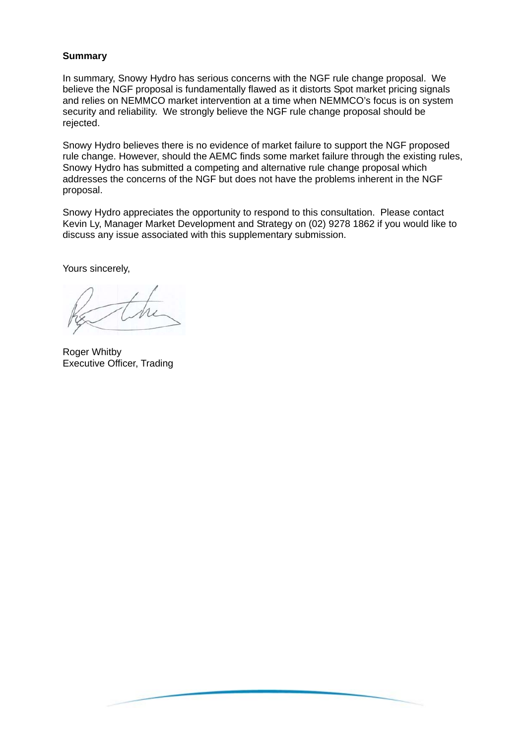**Summary**

In summary, Snowy Hydro has serious concerns with the NGF rule change proposal. We believe the NGF proposal is fundamentally flawed as it distorts Spot market pricing signals and relies on NEMMCO market intervention at a time when NEMMCO's focus is on system security and reliability. We strongly believe the NGF rule change proposal should be rejected.

Snowy Hydro believes there is no evidence of market failure to support the NGF proposed rule change. However, should the AEMC finds some market failure through the existing rules, Snowy Hydro has submitted a competing and alternative rule change proposal which addresses the concerns of the NGF but does not have the problems inherent in the NGF proposal.

Snowy Hydro appreciates the opportunity to respond to this consultation. Please contact Kevin Ly, Manager Market Development and Strategy on (02) 9278 1862 if you would like to discuss any issue associated with this supplementary submission.

Yours sincerely,

Roger Whitby
Executive Officer, Trading